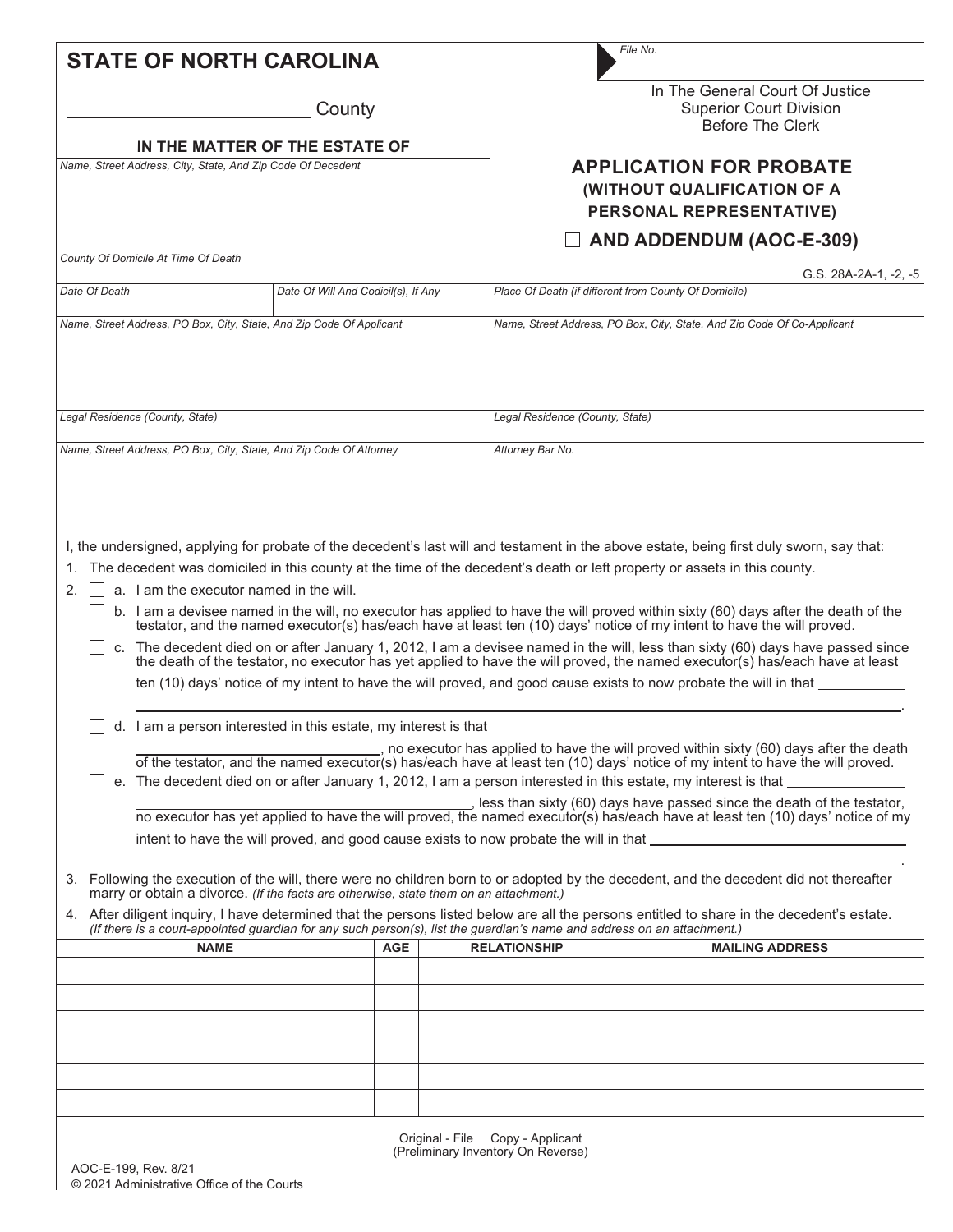# STATE OF NORTH CAROLINA

_______________________ County

*File No.*

In The General Court Of Justice
Superior Court Division
Before The Clerk

| IN THE MATTER OF THE ESTATE OF | |
|---|---|
| *Name, Street Address, City, State, And Zip Code Of Decedent* | **APPLICATION FOR PROBATE (WITHOUT QUALIFICATION OF A PERSONAL REPRESENTATIVE)** ☐ **AND ADDENDUM (AOC-E-309)** |
| *County Of Domicile At Time Of Death* | G.S. 28A-2A-1, -2, -5 |
| *Date Of Death* / *Date Of Will And Codicil(s), If Any* | *Place Of Death (if different from County Of Domicile)* |
| *Name, Street Address, PO Box, City, State, And Zip Code Of Applicant* | *Name, Street Address, PO Box, City, State, And Zip Code Of Co-Applicant* |
| *Legal Residence (County, State)* | *Legal Residence (County, State)* |
| *Name, Street Address, PO Box, City, State, And Zip Code Of Attorney* | *Attorney Bar No.* |

I, the undersigned, applying for probate of the decedent's last will and testament in the above estate, being first duly sworn, say that:

1. The decedent was domiciled in this county at the time of the decedent's death or left property or assets in this county.
2. ☐ a. I am the executor named in the will.
   ☐ b. I am a devisee named in the will, no executor has applied to have the will proved within sixty (60) days after the death of the testator, and the named executor(s) has/each have at least ten (10) days' notice of my intent to have the will proved.
   ☐ c. The decedent died on or after January 1, 2012, I am a devisee named in the will, less than sixty (60) days have passed since the death of the testator, no executor has yet applied to have the will proved, the named executor(s) has/each have at least ten (10) days' notice of my intent to have the will proved, and good cause exists to now probate the will in that ____________ ____________________________________________.
   ☐ d. I am a person interested in this estate, my interest is that ____________________________ ____________________, no executor has applied to have the will proved within sixty (60) days after the death of the testator, and the named executor(s) has/each have at least ten (10) days' notice of my intent to have the will proved.
   ☐ e. The decedent died on or after January 1, 2012, I am a person interested in this estate, my interest is that ____________ ____________________, less than sixty (60) days have passed since the death of the testator, no executor has yet applied to have the will proved, the named executor(s) has/each have at least ten (10) days' notice of my intent to have the will proved, and good cause exists to now probate the will in that ____________________ ____________________________________________.
3. Following the execution of the will, there were no children born to or adopted by the decedent, and the decedent did not thereafter marry or obtain a divorce. *(If the facts are otherwise, state them on an attachment.)*
4. After diligent inquiry, I have determined that the persons listed below are all the persons entitled to share in the decedent's estate. *(If there is a court-appointed guardian for any such person(s), list the guardian's name and address on an attachment.)*

| NAME | AGE | RELATIONSHIP | MAILING ADDRESS |
|---|---|---|---|
| | | | |
| | | | |
| | | | |
| | | | |
| | | | |
| | | | |

Original - File Copy - Applicant
(Preliminary Inventory On Reverse)

AOC-E-199, Rev. 8/21
© 2021 Administrative Office of the Courts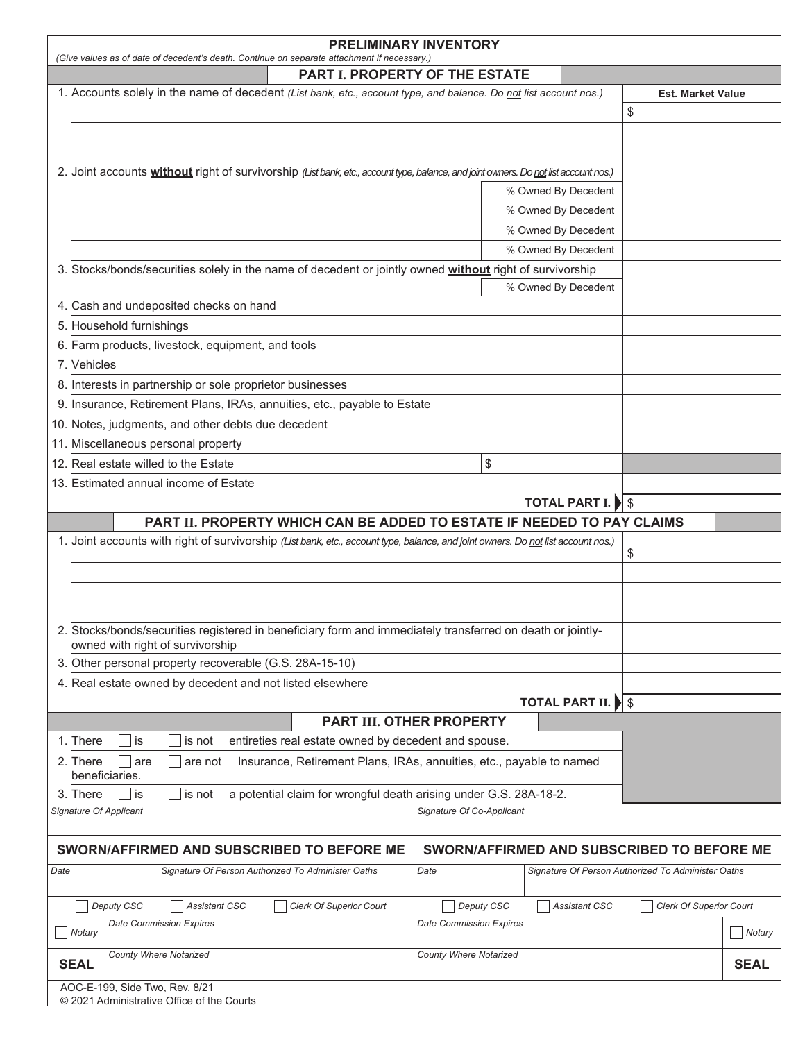# PRELIMINARY INVENTORY

*(Give values as of date of decedent's death. Continue on separate attachment if necessary.)*

## PART I. PROPERTY OF THE ESTATE

| | | Est. Market Value |
|---|---|---|
| 1. Accounts solely in the name of decedent *(List bank, etc., account type, and balance. Do not list account nos.)* | | $ |
| | | |
| | | |
| 2. Joint accounts **without** right of survivorship *(List bank, etc., account type, balance, and joint owners. Do not list account nos.)* | | |
| | % Owned By Decedent | |
| | % Owned By Decedent | |
| | % Owned By Decedent | |
| | % Owned By Decedent | |
| 3. Stocks/bonds/securities solely in the name of decedent or jointly owned **without** right of survivorship | | |
| | % Owned By Decedent | |
| 4. Cash and undeposited checks on hand | | |
| 5. Household furnishings | | |
| 6. Farm products, livestock, equipment, and tools | | |
| 7. Vehicles | | |
| 8. Interests in partnership or sole proprietor businesses | | |
| 9. Insurance, Retirement Plans, IRAs, annuities, etc., payable to Estate | | |
| 10. Notes, judgments, and other debts due decedent | | |
| 11. Miscellaneous personal property | | |
| 12. Real estate willed to the Estate | $ | |
| 13. Estimated annual income of Estate | | |
| | **TOTAL PART I.** | $ |

## PART II. PROPERTY WHICH CAN BE ADDED TO ESTATE IF NEEDED TO PAY CLAIMS

| | |
|---|---|
| 1. Joint accounts with right of survivorship *(List bank, etc., account type, balance, and joint owners. Do not list account nos.)* | $ |
| | |
| | |
| | |
| 2. Stocks/bonds/securities registered in beneficiary form and immediately transferred on death or jointly-owned with right of survivorship | |
| 3. Other personal property recoverable (G.S. 28A-15-10) | |
| 4. Real estate owned by decedent and not listed elsewhere | |
| **TOTAL PART II.** | $ |

## PART III. OTHER PROPERTY

1. There ☐ is ☐ is not entireties real estate owned by decedent and spouse.
2. There ☐ are ☐ are not Insurance, Retirement Plans, IRAs, annuities, etc., payable to named beneficiaries.
3. There ☐ is ☐ is not a potential claim for wrongful death arising under G.S. 28A-18-2.

| *Signature Of Applicant* | *Signature Of Co-Applicant* |
|---|---|
| | |

| **SWORN/AFFIRMED AND SUBSCRIBED TO BEFORE ME** | | **SWORN/AFFIRMED AND SUBSCRIBED TO BEFORE ME** | |
|---|---|---|---|
| *Date* | *Signature Of Person Authorized To Administer Oaths* | *Date* | *Signature Of Person Authorized To Administer Oaths* |
| ☐ *Deputy CSC* ☐ *Assistant CSC* ☐ *Clerk Of Superior Court* | | ☐ *Deputy CSC* ☐ *Assistant CSC* ☐ *Clerk Of Superior Court* | |
| ☐ *Notary* | *Date Commission Expires* | *Date Commission Expires* | ☐ *Notary* |
| **SEAL** | *County Where Notarized* | *County Where Notarized* | **SEAL** |

AOC-E-199, Side Two, Rev. 8/21
© 2021 Administrative Office of the Courts